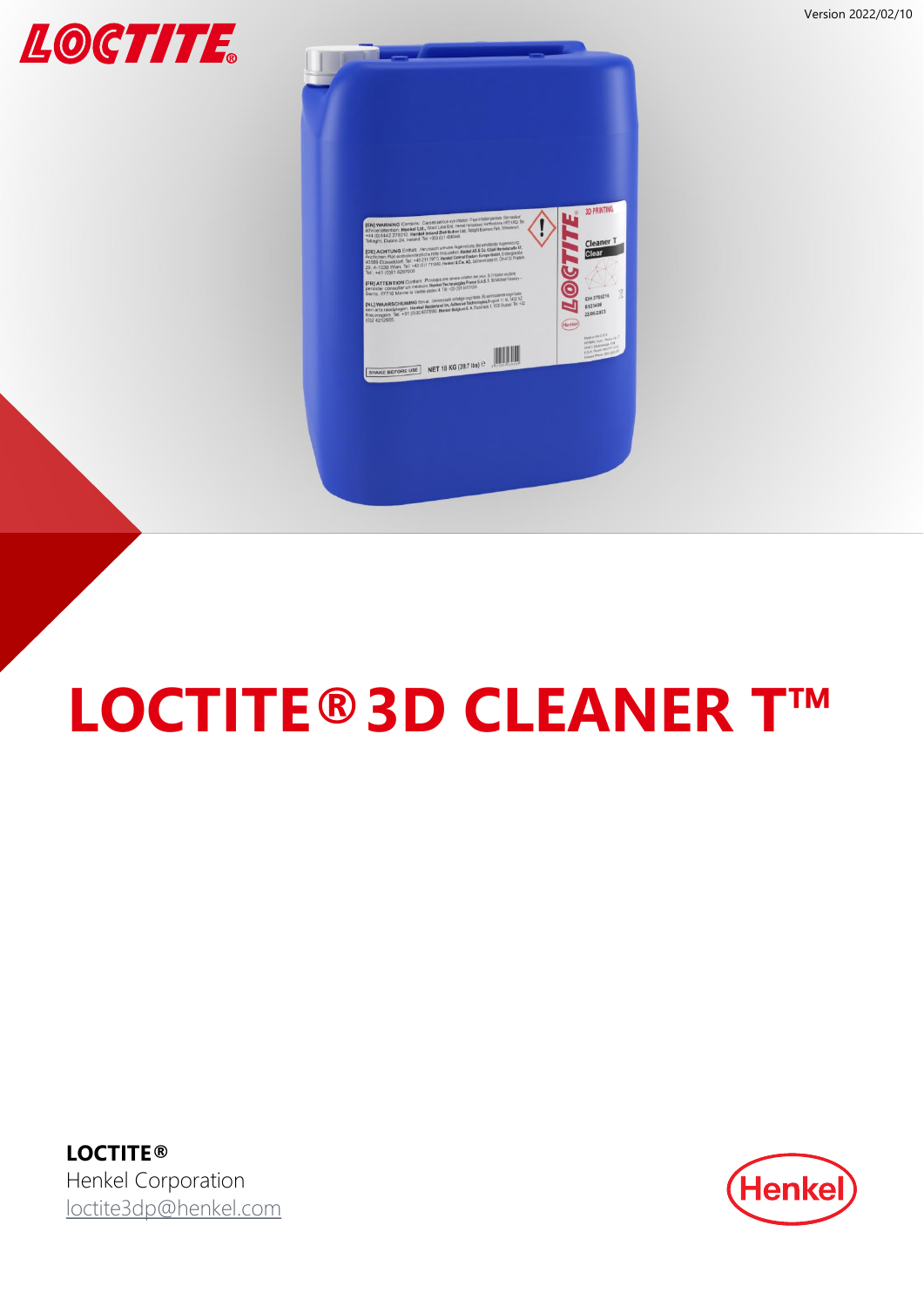Version 2022/02/10

# LOCTITE® 3D CLEANER T™

**LOCTITE®**
Henkel Corporation
loctite3dp@henkel.com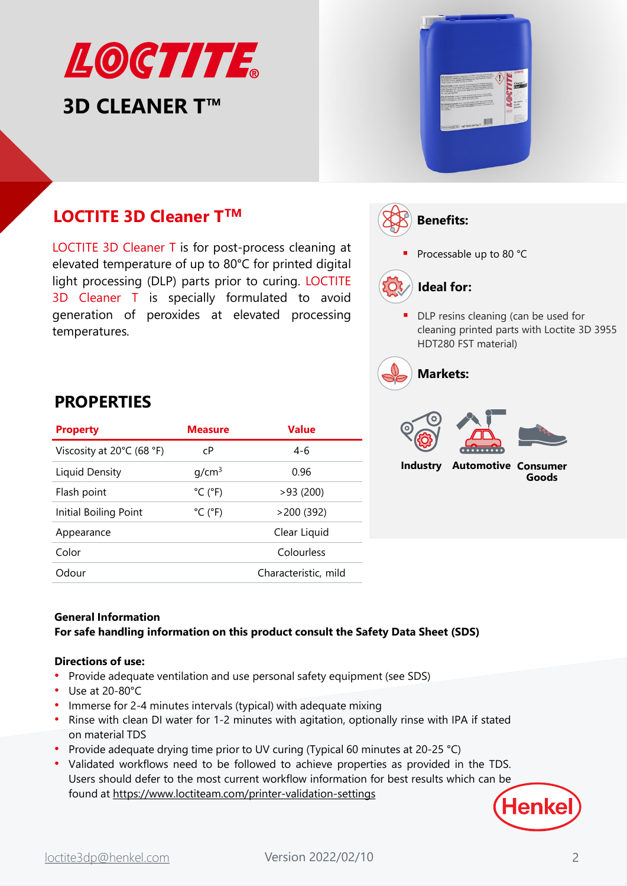# LOCTITE 3D CLEANER T™

## LOCTITE 3D Cleaner T™

LOCTITE 3D Cleaner T is for post-process cleaning at elevated temperature of up to 80°C for printed digital light processing (DLP) parts prior to curing. LOCTITE 3D Cleaner T is specially formulated to avoid generation of peroxides at elevated processing temperatures.

### Benefits:

- Processable up to 80 °C

### Ideal for:

- DLP resins cleaning (can be used for cleaning printed parts with Loctite 3D 3955 HDT280 FST material)

### Markets:

Industry · Automotive · Consumer Goods

## PROPERTIES

| Property | Measure | Value |
|---|---|---|
| Viscosity at 20°C (68 °F) | cP | 4-6 |
| Liquid Density | g/cm$^3$ | 0.96 |
| Flash point | °C (°F) | >93 (200) |
| Initial Boiling Point | °C (°F) | >200 (392) |
| Appearance | | Clear Liquid |
| Color | | Colourless |
| Odour | | Characteristic, mild |

**General Information**
**For safe handling information on this product consult the Safety Data Sheet (SDS)**

**Directions of use:**

- Provide adequate ventilation and use personal safety equipment (see SDS)
- Use at 20-80°C
- Immerse for 2-4 minutes intervals (typical) with adequate mixing
- Rinse with clean DI water for 1-2 minutes with agitation, optionally rinse with IPA if stated on material TDS
- Provide adequate drying time prior to UV curing (Typical 60 minutes at 20-25 °C)
- Validated workflows need to be followed to achieve properties as provided in the TDS. Users should defer to the most current workflow information for best results which can be found at https://www.loctiteam.com/printer-validation-settings

loctite3dp@henkel.com

Version 2022/02/10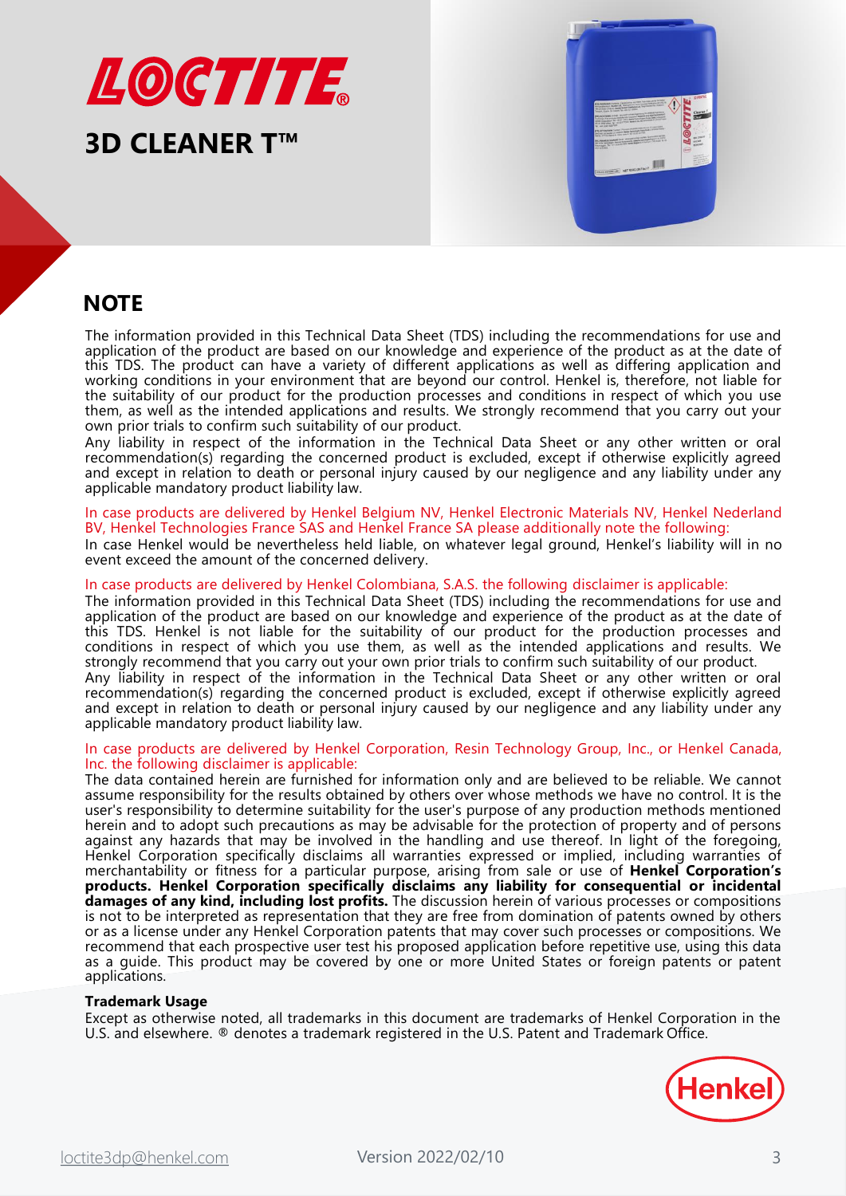# LOCTITE®

## 3D CLEANER T™

## NOTE

The information provided in this Technical Data Sheet (TDS) including the recommendations for use and application of the product are based on our knowledge and experience of the product as at the date of this TDS. The product can have a variety of different applications as well as differing application and working conditions in your environment that are beyond our control. Henkel is, therefore, not liable for the suitability of our product for the production processes and conditions in respect of which you use them, as well as the intended applications and results. We strongly recommend that you carry out your own prior trials to confirm such suitability of our product.
Any liability in respect of the information in the Technical Data Sheet or any other written or oral recommendation(s) regarding the concerned product is excluded, except if otherwise explicitly agreed and except in relation to death or personal injury caused by our negligence and any liability under any applicable mandatory product liability law.

In case products are delivered by Henkel Belgium NV, Henkel Electronic Materials NV, Henkel Nederland BV, Henkel Technologies France SAS and Henkel France SA please additionally note the following:
In case Henkel would be nevertheless held liable, on whatever legal ground, Henkel's liability will in no event exceed the amount of the concerned delivery.

In case products are delivered by Henkel Colombiana, S.A.S. the following disclaimer is applicable:
The information provided in this Technical Data Sheet (TDS) including the recommendations for use and application of the product are based on our knowledge and experience of the product as at the date of this TDS. Henkel is not liable for the suitability of our product for the production processes and conditions in respect of which you use them, as well as the intended applications and results. We strongly recommend that you carry out your own prior trials to confirm such suitability of our product.
Any liability in respect of the information in the Technical Data Sheet or any other written or oral recommendation(s) regarding the concerned product is excluded, except if otherwise explicitly agreed and except in relation to death or personal injury caused by our negligence and any liability under any applicable mandatory product liability law.

In case products are delivered by Henkel Corporation, Resin Technology Group, Inc., or Henkel Canada, Inc. the following disclaimer is applicable:
The data contained herein are furnished for information only and are believed to be reliable. We cannot assume responsibility for the results obtained by others over whose methods we have no control. It is the user's responsibility to determine suitability for the user's purpose of any production methods mentioned herein and to adopt such precautions as may be advisable for the protection of property and of persons against any hazards that may be involved in the handling and use thereof. In light of the foregoing, Henkel Corporation specifically disclaims all warranties expressed or implied, including warranties of merchantability or fitness for a particular purpose, arising from sale or use of **Henkel Corporation's products. Henkel Corporation specifically disclaims any liability for consequential or incidental damages of any kind, including lost profits.** The discussion herein of various processes or compositions is not to be interpreted as representation that they are free from domination of patents owned by others or as a license under any Henkel Corporation patents that may cover such processes or compositions. We recommend that each prospective user test his proposed application before repetitive use, using this data as a guide. This product may be covered by one or more United States or foreign patents or patent applications.

**Trademark Usage**
Except as otherwise noted, all trademarks in this document are trademarks of Henkel Corporation in the U.S. and elsewhere. ® denotes a trademark registered in the U.S. Patent and Trademark Office.

loctite3dp@henkel.com Version 2022/02/10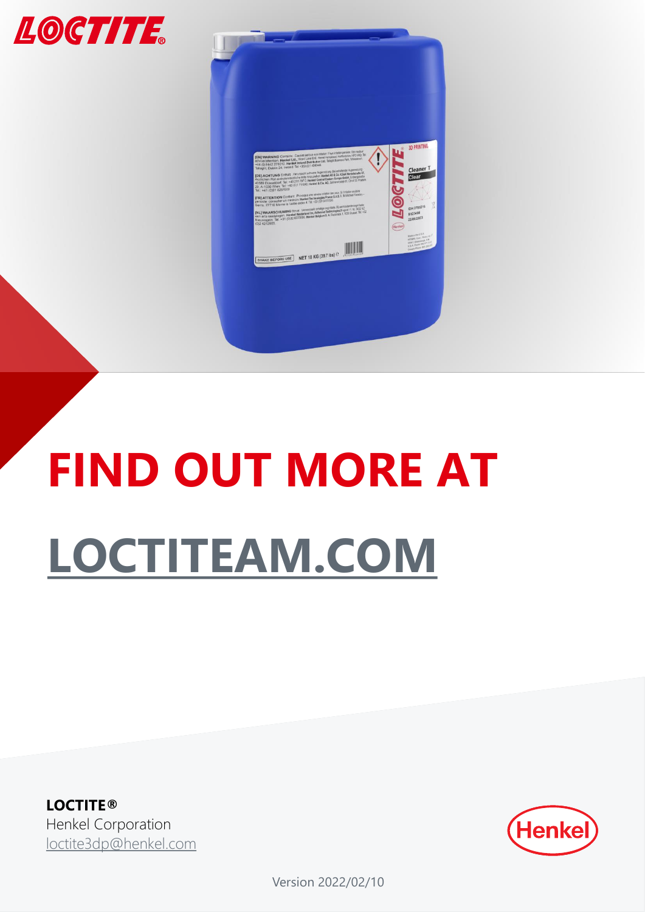# FIND OUT MORE AT

# [LOCTITEAM.COM](https://loctiteam.com)

**LOCTITE®**
Henkel Corporation
loctite3dp@henkel.com

Version 2022/02/10